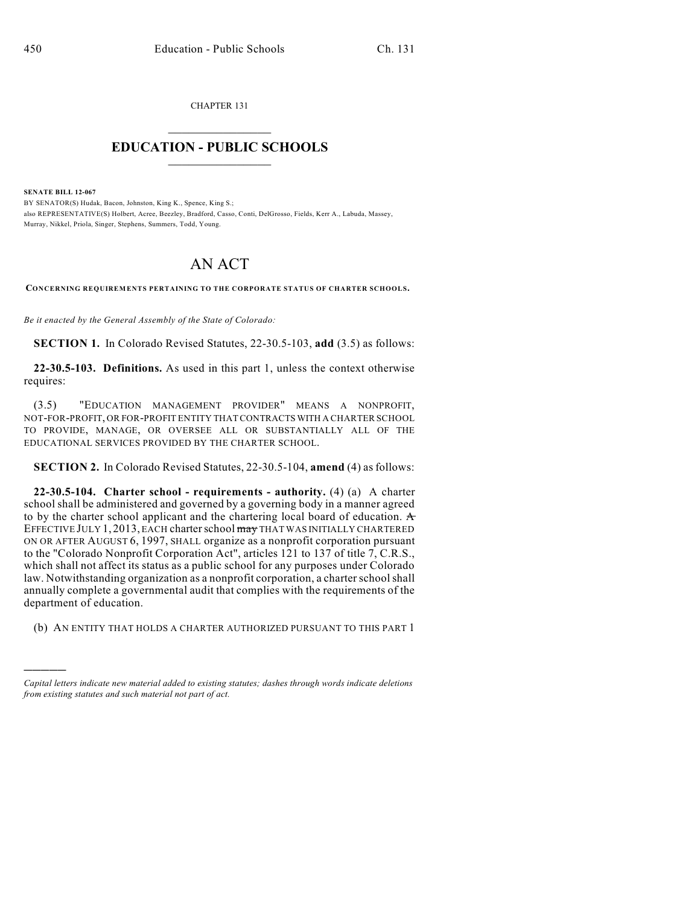CHAPTER 131

# EDUCATION - PUBLIC SCHOOLS

**SENATE BILL 12-067**

BY SENATOR(S) Hudak, Bacon, Johnston, King K., Spence, King S.;
also REPRESENTATIVE(S) Holbert, Acree, Beezley, Bradford, Casso, Conti, DelGrosso, Fields, Kerr A., Labuda, Massey, Murray, Nikkel, Priola, Singer, Stephens, Summers, Todd, Young.

# AN ACT

**CONCERNING REQUIREMENTS PERTAINING TO THE CORPORATE STATUS OF CHARTER SCHOOLS.**

*Be it enacted by the General Assembly of the State of Colorado:*

**SECTION 1.** In Colorado Revised Statutes, 22-30.5-103, **add** (3.5) as follows:

**22-30.5-103. Definitions.** As used in this part 1, unless the context otherwise requires:

(3.5) "EDUCATION MANAGEMENT PROVIDER" MEANS A NONPROFIT, NOT-FOR-PROFIT, OR FOR-PROFIT ENTITY THAT CONTRACTS WITH A CHARTER SCHOOL TO PROVIDE, MANAGE, OR OVERSEE ALL OR SUBSTANTIALLY ALL OF THE EDUCATIONAL SERVICES PROVIDED BY THE CHARTER SCHOOL.

**SECTION 2.** In Colorado Revised Statutes, 22-30.5-104, **amend** (4) as follows:

**22-30.5-104. Charter school - requirements - authority.** (4) (a) A charter school shall be administered and governed by a governing body in a manner agreed to by the charter school applicant and the chartering local board of education. ~~A~~ EFFECTIVE JULY 1, 2013, EACH charter school ~~may~~ THAT WAS INITIALLY CHARTERED ON OR AFTER AUGUST 6, 1997, SHALL organize as a nonprofit corporation pursuant to the "Colorado Nonprofit Corporation Act", articles 121 to 137 of title 7, C.R.S., which shall not affect its status as a public school for any purposes under Colorado law. Notwithstanding organization as a nonprofit corporation, a charter school shall annually complete a governmental audit that complies with the requirements of the department of education.

(b) AN ENTITY THAT HOLDS A CHARTER AUTHORIZED PURSUANT TO THIS PART 1

---

*Capital letters indicate new material added to existing statutes; dashes through words indicate deletions from existing statutes and such material not part of act.*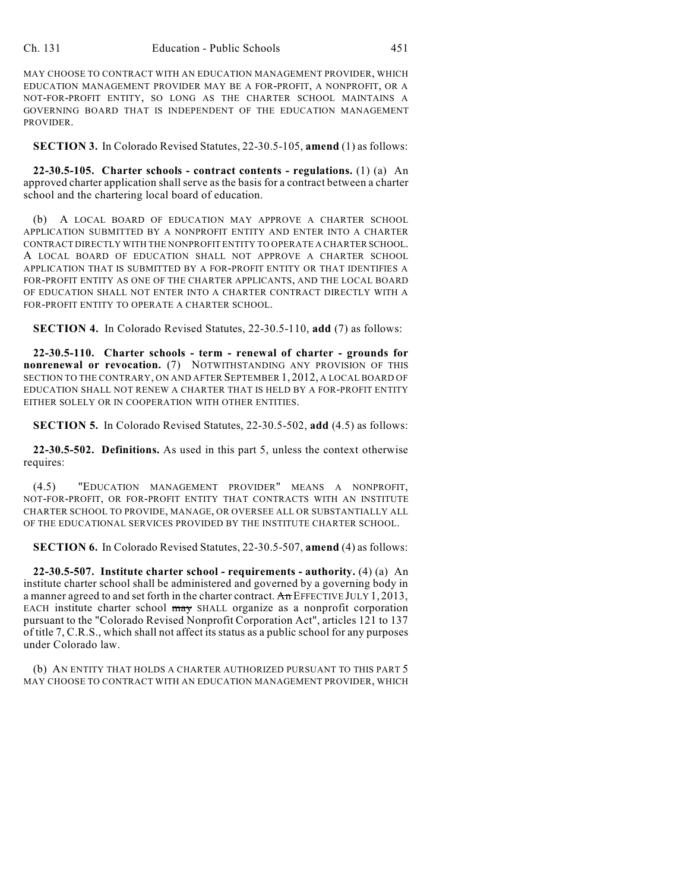MAY CHOOSE TO CONTRACT WITH AN EDUCATION MANAGEMENT PROVIDER, WHICH EDUCATION MANAGEMENT PROVIDER MAY BE A FOR-PROFIT, A NONPROFIT, OR A NOT-FOR-PROFIT ENTITY, SO LONG AS THE CHARTER SCHOOL MAINTAINS A GOVERNING BOARD THAT IS INDEPENDENT OF THE EDUCATION MANAGEMENT PROVIDER.

**SECTION 3.** In Colorado Revised Statutes, 22-30.5-105, **amend** (1) as follows:

**22-30.5-105. Charter schools - contract contents - regulations.** (1) (a) An approved charter application shall serve as the basis for a contract between a charter school and the chartering local board of education.

(b) A LOCAL BOARD OF EDUCATION MAY APPROVE A CHARTER SCHOOL APPLICATION SUBMITTED BY A NONPROFIT ENTITY AND ENTER INTO A CHARTER CONTRACT DIRECTLY WITH THE NONPROFIT ENTITY TO OPERATE A CHARTER SCHOOL. A LOCAL BOARD OF EDUCATION SHALL NOT APPROVE A CHARTER SCHOOL APPLICATION THAT IS SUBMITTED BY A FOR-PROFIT ENTITY OR THAT IDENTIFIES A FOR-PROFIT ENTITY AS ONE OF THE CHARTER APPLICANTS, AND THE LOCAL BOARD OF EDUCATION SHALL NOT ENTER INTO A CHARTER CONTRACT DIRECTLY WITH A FOR-PROFIT ENTITY TO OPERATE A CHARTER SCHOOL.

**SECTION 4.** In Colorado Revised Statutes, 22-30.5-110, **add** (7) as follows:

**22-30.5-110. Charter schools - term - renewal of charter - grounds for nonrenewal or revocation.** (7) NOTWITHSTANDING ANY PROVISION OF THIS SECTION TO THE CONTRARY, ON AND AFTER SEPTEMBER 1, 2012, A LOCAL BOARD OF EDUCATION SHALL NOT RENEW A CHARTER THAT IS HELD BY A FOR-PROFIT ENTITY EITHER SOLELY OR IN COOPERATION WITH OTHER ENTITIES.

**SECTION 5.** In Colorado Revised Statutes, 22-30.5-502, **add** (4.5) as follows:

**22-30.5-502. Definitions.** As used in this part 5, unless the context otherwise requires:

(4.5) "EDUCATION MANAGEMENT PROVIDER" MEANS A NONPROFIT, NOT-FOR-PROFIT, OR FOR-PROFIT ENTITY THAT CONTRACTS WITH AN INSTITUTE CHARTER SCHOOL TO PROVIDE, MANAGE, OR OVERSEE ALL OR SUBSTANTIALLY ALL OF THE EDUCATIONAL SERVICES PROVIDED BY THE INSTITUTE CHARTER SCHOOL.

**SECTION 6.** In Colorado Revised Statutes, 22-30.5-507, **amend** (4) as follows:

**22-30.5-507. Institute charter school - requirements - authority.** (4) (a) An institute charter school shall be administered and governed by a governing body in a manner agreed to and set forth in the charter contract. ~~An~~ EFFECTIVE JULY 1, 2013, EACH institute charter school ~~may~~ SHALL organize as a nonprofit corporation pursuant to the "Colorado Revised Nonprofit Corporation Act", articles 121 to 137 of title 7, C.R.S., which shall not affect its status as a public school for any purposes under Colorado law.

(b) AN ENTITY THAT HOLDS A CHARTER AUTHORIZED PURSUANT TO THIS PART 5 MAY CHOOSE TO CONTRACT WITH AN EDUCATION MANAGEMENT PROVIDER, WHICH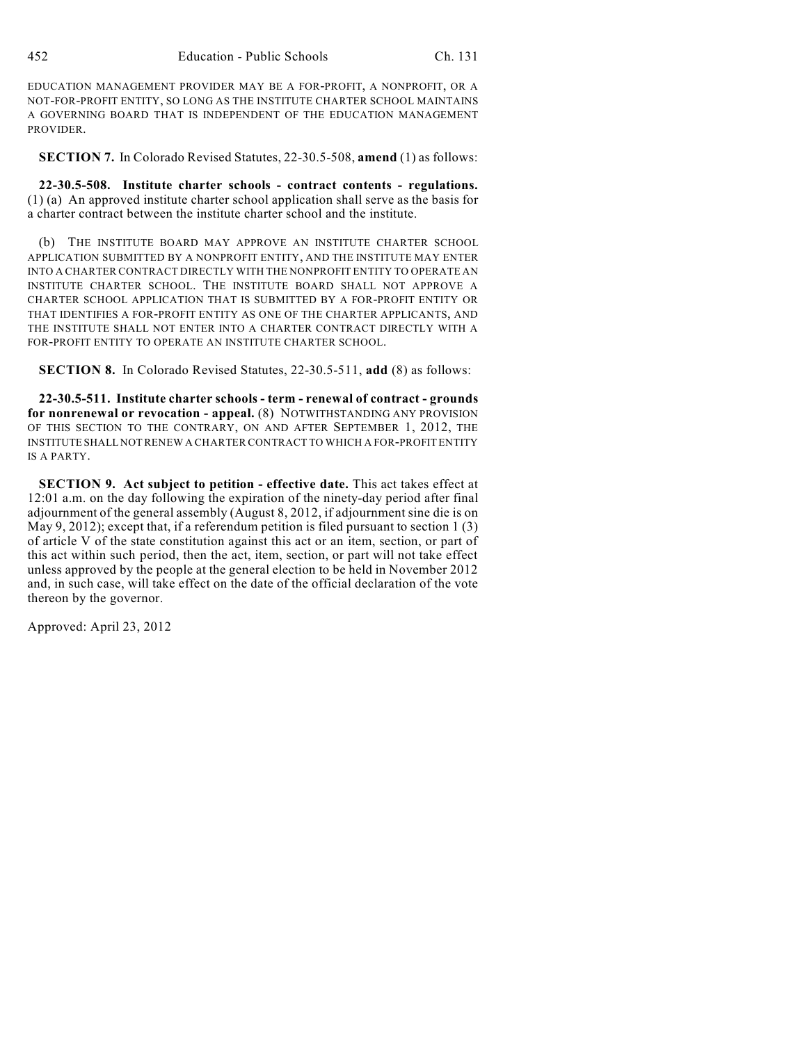EDUCATION MANAGEMENT PROVIDER MAY BE A FOR-PROFIT, A NONPROFIT, OR A NOT-FOR-PROFIT ENTITY, SO LONG AS THE INSTITUTE CHARTER SCHOOL MAINTAINS A GOVERNING BOARD THAT IS INDEPENDENT OF THE EDUCATION MANAGEMENT PROVIDER.

**SECTION 7.** In Colorado Revised Statutes, 22-30.5-508, **amend** (1) as follows:

**22-30.5-508. Institute charter schools - contract contents - regulations.** (1) (a) An approved institute charter school application shall serve as the basis for a charter contract between the institute charter school and the institute.

(b) THE INSTITUTE BOARD MAY APPROVE AN INSTITUTE CHARTER SCHOOL APPLICATION SUBMITTED BY A NONPROFIT ENTITY, AND THE INSTITUTE MAY ENTER INTO A CHARTER CONTRACT DIRECTLY WITH THE NONPROFIT ENTITY TO OPERATE AN INSTITUTE CHARTER SCHOOL. THE INSTITUTE BOARD SHALL NOT APPROVE A CHARTER SCHOOL APPLICATION THAT IS SUBMITTED BY A FOR-PROFIT ENTITY OR THAT IDENTIFIES A FOR-PROFIT ENTITY AS ONE OF THE CHARTER APPLICANTS, AND THE INSTITUTE SHALL NOT ENTER INTO A CHARTER CONTRACT DIRECTLY WITH A FOR-PROFIT ENTITY TO OPERATE AN INSTITUTE CHARTER SCHOOL.

**SECTION 8.** In Colorado Revised Statutes, 22-30.5-511, **add** (8) as follows:

**22-30.5-511. Institute charter schools - term - renewal of contract - grounds for nonrenewal or revocation - appeal.** (8) NOTWITHSTANDING ANY PROVISION OF THIS SECTION TO THE CONTRARY, ON AND AFTER SEPTEMBER 1, 2012, THE INSTITUTE SHALL NOT RENEW A CHARTER CONTRACT TO WHICH A FOR-PROFIT ENTITY IS A PARTY.

**SECTION 9. Act subject to petition - effective date.** This act takes effect at 12:01 a.m. on the day following the expiration of the ninety-day period after final adjournment of the general assembly (August 8, 2012, if adjournment sine die is on May 9, 2012); except that, if a referendum petition is filed pursuant to section 1 (3) of article V of the state constitution against this act or an item, section, or part of this act within such period, then the act, item, section, or part will not take effect unless approved by the people at the general election to be held in November 2012 and, in such case, will take effect on the date of the official declaration of the vote thereon by the governor.

Approved: April 23, 2012